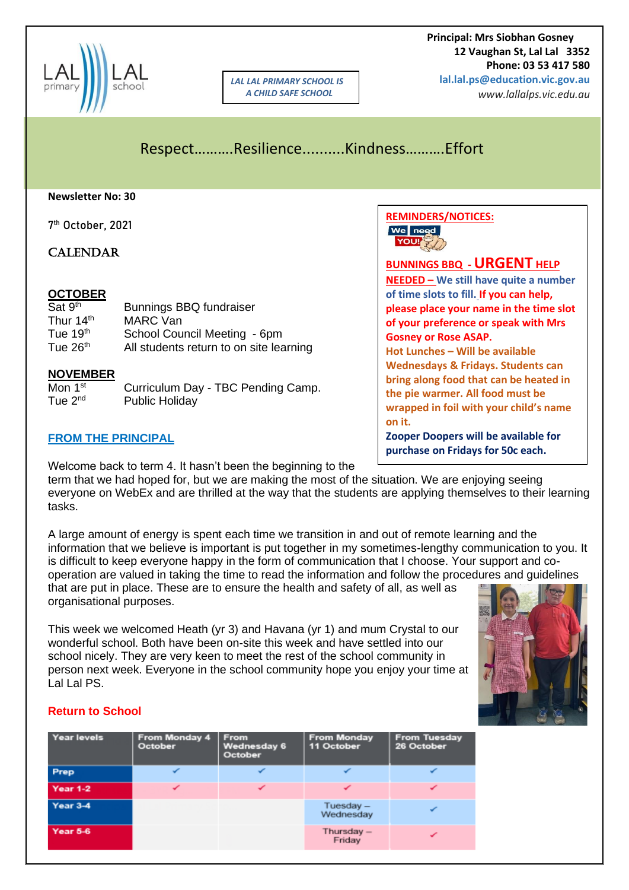**Principal: Mrs Siobhan Gosney**
**12 Vaughan St, Lal Lal 3352**
**Phone: 03 53 417 580**
**lal.lal.ps@education.vic.gov.au**
*www.lallalps.vic.edu.au*

*LAL LAL PRIMARY SCHOOL IS A CHILD SAFE SCHOOL*

## Respect……….Resilience..........Kindness……….Effort

**Newsletter No: 30**

7th October, 2021

### CALENDAR

**OCTOBER**

| | |
|---|---|
| Sat 9th | Bunnings BBQ fundraiser |
| Thur 14th | MARC Van |
| Tue 19th | School Council Meeting - 6pm |
| Tue 26th | All students return to on site learning |

**NOVEMBER**

| | |
|---|---|
| Mon 1st | Curriculum Day - TBC Pending Camp. |
| Tue 2nd | Public Holiday |

**REMINDERS/NOTICES:**

We need YOU!

**BUNNINGS BBQ - URGENT HELP NEEDED – We still have quite a number of time slots to fill. If you can help, please place your name in the time slot of your preference or speak with Mrs Gosney or Rose ASAP.**

**Hot Lunches – Will be available Wednesdays & Fridays. Students can bring along food that can be heated in the pie warmer. All food must be wrapped in foil with your child's name on it.**

**Zooper Doopers will be available for purchase on Fridays for 50c each.**

## FROM THE PRINCIPAL

Welcome back to term 4. It hasn't been the beginning to the term that we had hoped for, but we are making the most of the situation. We are enjoying seeing everyone on WebEx and are thrilled at the way that the students are applying themselves to their learning tasks.

A large amount of energy is spent each time we transition in and out of remote learning and the information that we believe is important is put together in my sometimes-lengthy communication to you. It is difficult to keep everyone happy in the form of communication that I choose. Your support and co-operation are valued in taking the time to read the information and follow the procedures and guidelines that are put in place. These are to ensure the health and safety of all, as well as organisational purposes.

This week we welcomed Heath (yr 3) and Havana (yr 1) and mum Crystal to our wonderful school. Both have been on-site this week and have settled into our school nicely. They are very keen to meet the rest of the school community in person next week. Everyone in the school community hope you enjoy your time at Lal Lal PS.

### Return to School

| Year levels | From Monday 4 October | From Wednesday 6 October | From Monday 11 October | From Tuesday 26 October |
|---|---|---|---|---|
| Prep | ✓ | ✓ | ✓ | ✓ |
| Year 1-2 | ✓ | ✓ | ✓ | ✓ |
| Year 3-4 | | | Tuesday – Wednesday | ✓ |
| Year 5-6 | | | Thursday – Friday | ✓ |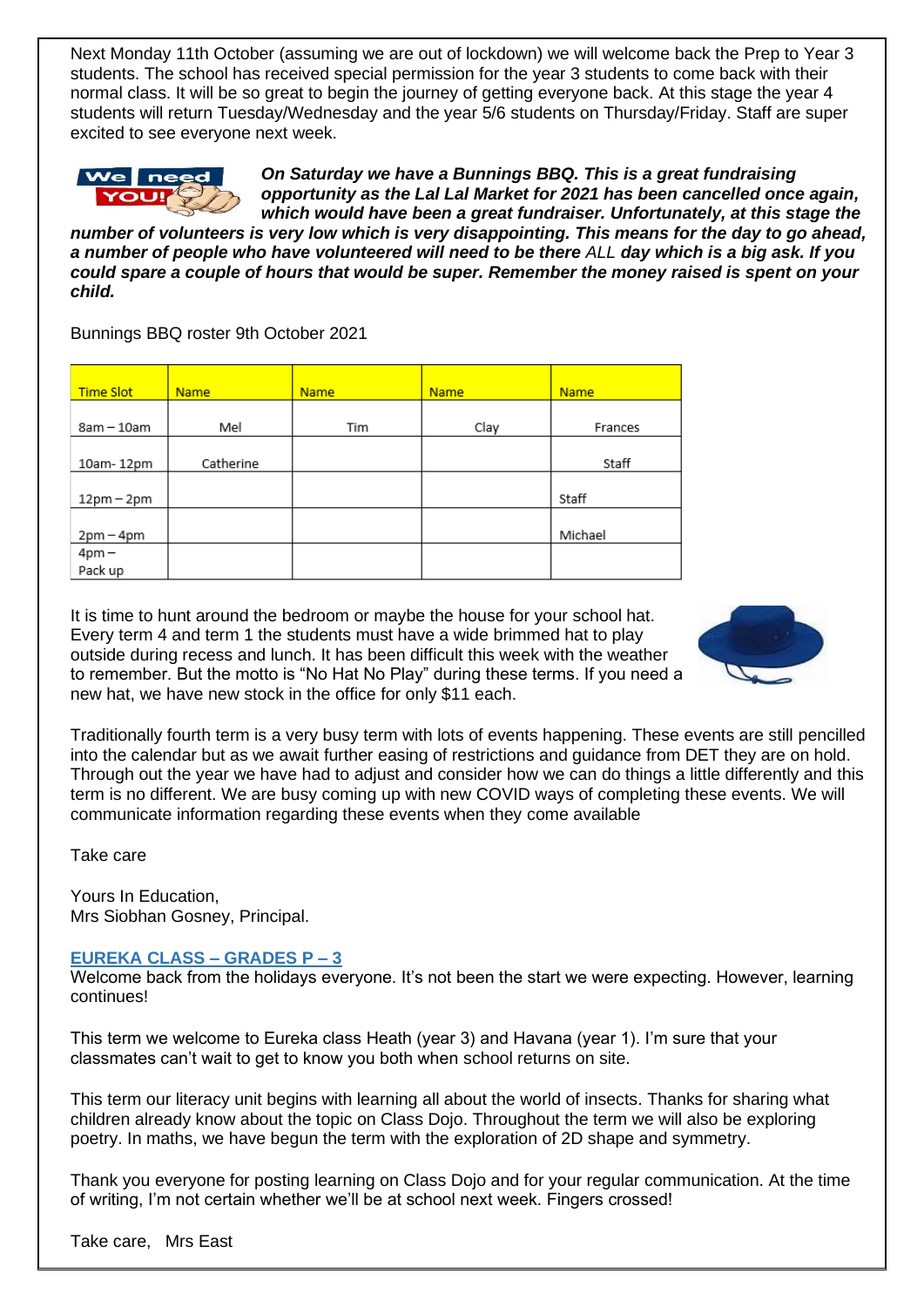Next Monday 11th October (assuming we are out of lockdown) we will welcome back the Prep to Year 3 students. The school has received special permission for the year 3 students to come back with their normal class. It will be so great to begin the journey of getting everyone back. At this stage the year 4 students will return Tuesday/Wednesday and the year 5/6 students on Thursday/Friday. Staff are super excited to see everyone next week.

***On Saturday we have a Bunnings BBQ. This is a great fundraising opportunity as the Lal Lal Market for 2021 has been cancelled once again, which would have been a great fundraiser. Unfortunately, at this stage the number of volunteers is very low which is very disappointing. This means for the day to go ahead, a number of people who have volunteered will need to be there*** *ALL* ***day which is a big ask. If you could spare a couple of hours that would be super. Remember the money raised is spent on your child.***

Bunnings BBQ roster 9th October 2021

| Time Slot | Name | Name | Name | Name |
|---|---|---|---|---|
| 8am – 10am | Mel | Tim | Clay | Frances |
| 10am- 12pm | Catherine | | | Staff |
| 12pm – 2pm | | | | Staff |
| 2pm – 4pm | | | | Michael |
| 4pm – Pack up | | | | |

It is time to hunt around the bedroom or maybe the house for your school hat. Every term 4 and term 1 the students must have a wide brimmed hat to play outside during recess and lunch. It has been difficult this week with the weather to remember. But the motto is "No Hat No Play" during these terms. If you need a new hat, we have new stock in the office for only $11 each.

Traditionally fourth term is a very busy term with lots of events happening. These events are still pencilled into the calendar but as we await further easing of restrictions and guidance from DET they are on hold. Through out the year we have had to adjust and consider how we can do things a little differently and this term is no different. We are busy coming up with new COVID ways of completing these events. We will communicate information regarding these events when they come available

Take care

Yours In Education,
Mrs Siobhan Gosney, Principal.

## EUREKA CLASS – GRADES P – 3

Welcome back from the holidays everyone. It's not been the start we were expecting. However, learning continues!

This term we welcome to Eureka class Heath (year 3) and Havana (year 1). I'm sure that your classmates can't wait to get to know you both when school returns on site.

This term our literacy unit begins with learning all about the world of insects. Thanks for sharing what children already know about the topic on Class Dojo. Throughout the term we will also be exploring poetry. In maths, we have begun the term with the exploration of 2D shape and symmetry.

Thank you everyone for posting learning on Class Dojo and for your regular communication. At the time of writing, I'm not certain whether we'll be at school next week. Fingers crossed!

Take care, Mrs East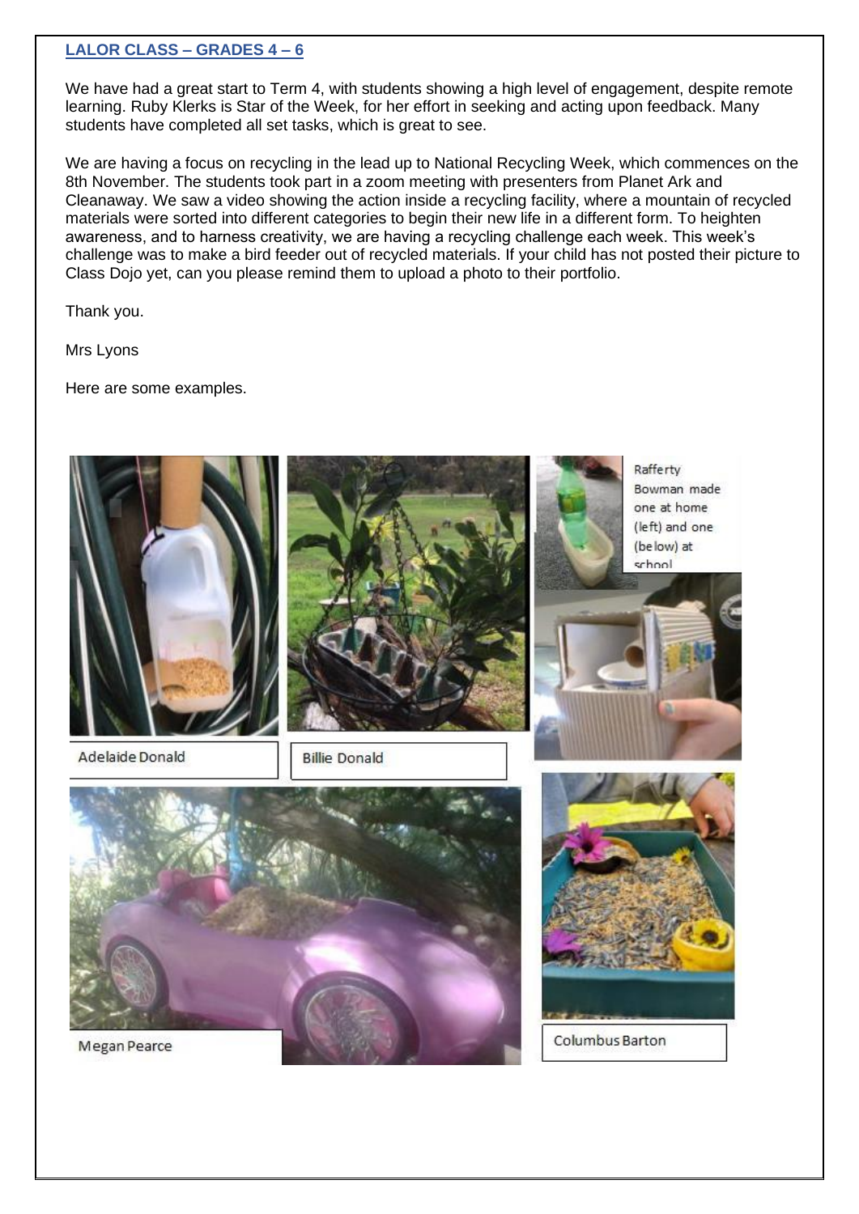## LALOR CLASS – GRADES 4 – 6

We have had a great start to Term 4, with students showing a high level of engagement, despite remote learning. Ruby Klerks is Star of the Week, for her effort in seeking and acting upon feedback. Many students have completed all set tasks, which is great to see.

We are having a focus on recycling in the lead up to National Recycling Week, which commences on the 8th November. The students took part in a zoom meeting with presenters from Planet Ark and Cleanaway. We saw a video showing the action inside a recycling facility, where a mountain of recycled materials were sorted into different categories to begin their new life in a different form. To heighten awareness, and to harness creativity, we are having a recycling challenge each week. This week's challenge was to make a bird feeder out of recycled materials. If your child has not posted their picture to Class Dojo yet, can you please remind them to upload a photo to their portfolio.

Thank you.

Mrs Lyons

Here are some examples.

Adelaide Donald

Billie Donald

Rafferty Bowman made one at home (left) and one (below) at school

Megan Pearce

Columbus Barton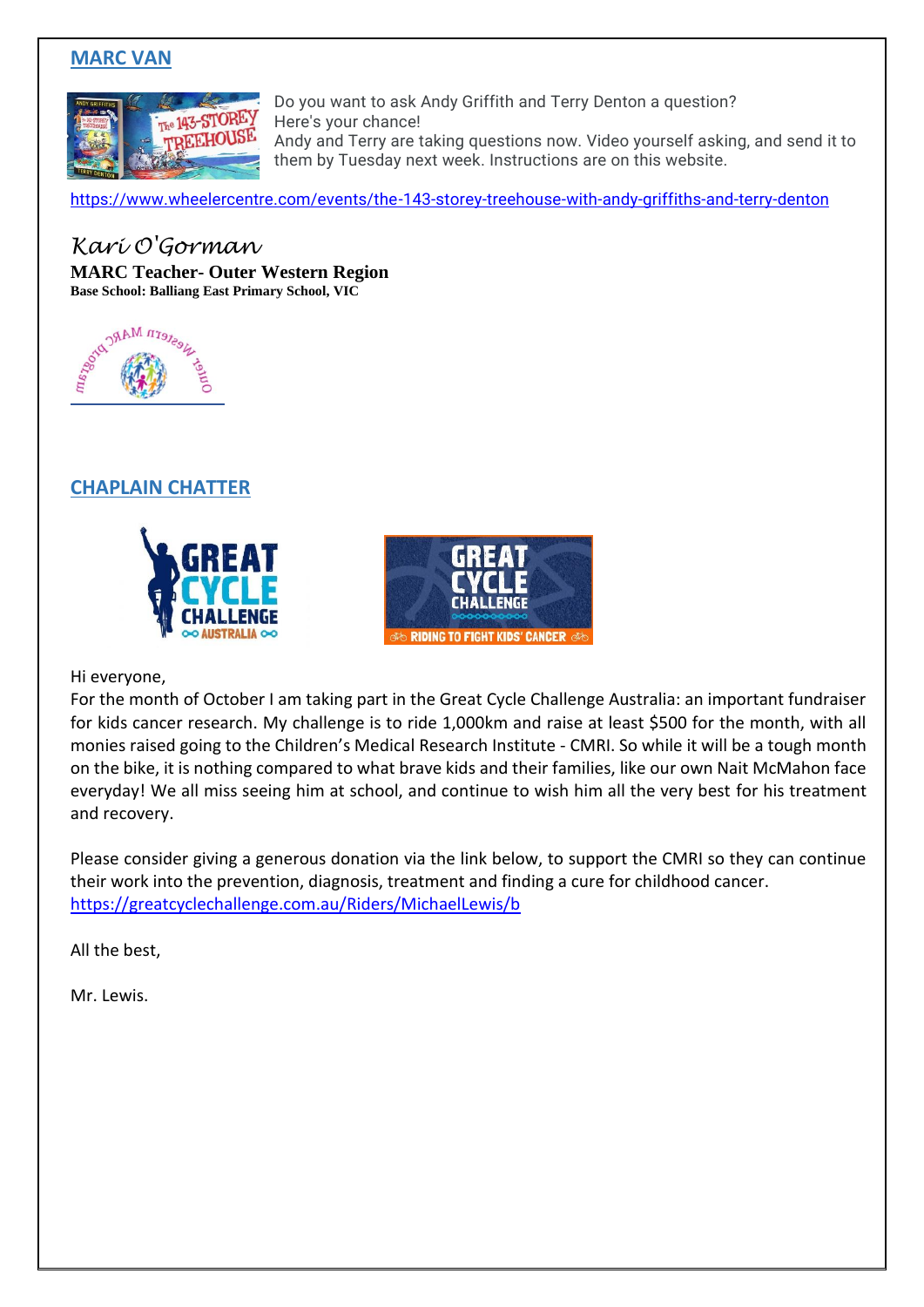## MARC VAN

Do you want to ask Andy Griffith and Terry Denton a question?
Here's your chance!
Andy and Terry are taking questions now. Video yourself asking, and send it to them by Tuesday next week. Instructions are on this website.

https://www.wheelercentre.com/events/the-143-storey-treehouse-with-andy-griffiths-and-terry-denton

*Kari O'Gorman*

**MARC Teacher- Outer Western Region**

**Base School: Balliang East Primary School, VIC**

## CHAPLAIN CHATTER

Hi everyone,

For the month of October I am taking part in the Great Cycle Challenge Australia: an important fundraiser for kids cancer research. My challenge is to ride 1,000km and raise at least $500 for the month, with all monies raised going to the Children's Medical Research Institute - CMRI. So while it will be a tough month on the bike, it is nothing compared to what brave kids and their families, like our own Nait McMahon face everyday! We all miss seeing him at school, and continue to wish him all the very best for his treatment and recovery.

Please consider giving a generous donation via the link below, to support the CMRI so they can continue their work into the prevention, diagnosis, treatment and finding a cure for childhood cancer.
https://greatcyclechallenge.com.au/Riders/MichaelLewis/b

All the best,

Mr. Lewis.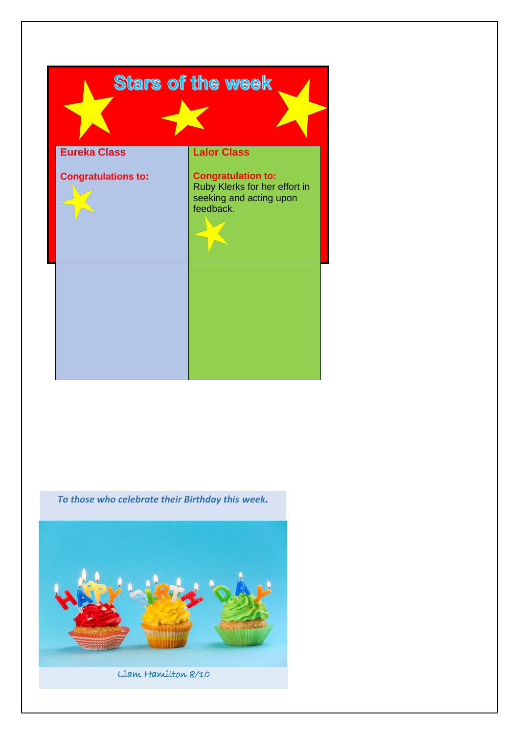# Stars of the week

| Eureka Class | Lalor Class |
| --- | --- |
| **Congratulations to:** | **Congratulation to:** Ruby Klerks for her effort in seeking and acting upon feedback. |
| | |

*To those who celebrate their Birthday this week.*

Liam Hamilton 8/10